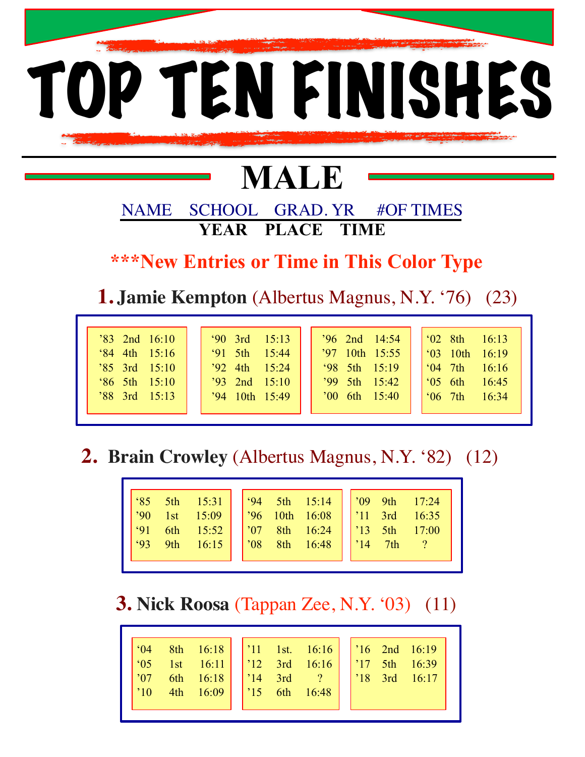# TOP TEN FINISHES

## MALE

NAME SCHOOL GRAD. YR #OF TIMES

**YEAR PLACE TIME**

**\*\*\*New Entries or Time in This Color Type**

### 1. Jamie Kempton (Albertus Magnus, N.Y. '76) (23)

| Year | Place | Time |
|---|---|---|
| '83 | 2nd | 16:10 |
| '84 | 4th | 15:16 |
| '85 | 3rd | 15:10 |
| '86 | 5th | 15:10 |
| '88 | 3rd | 15:13 |
| '90 | 3rd | 15:13 |
| '91 | 5th | 15:44 |
| '92 | 4th | 15:24 |
| '93 | 2nd | 15:10 |
| '94 | 10th | 15:49 |
| '96 | 2nd | 14:54 |
| '97 | 10th | 15:55 |
| '98 | 5th | 15:19 |
| '99 | 5th | 15:42 |
| '00 | 6th | 15:40 |
| '02 | 8th | 16:13 |
| '03 | 10th | 16:19 |
| '04 | 7th | 16:16 |
| '05 | 6th | 16:45 |
| '06 | 7th | 16:34 |

### 2. Brain Crowley (Albertus Magnus, N.Y. '82) (12)

| Year | Place | Time |
|---|---|---|
| '85 | 5th | 15:31 |
| '90 | 1st | 15:09 |
| '91 | 6th | 15:52 |
| '93 | 9th | 16:15 |
| '94 | 5th | 15:14 |
| '96 | 10th | 16:08 |
| '07 | 8th | 16:24 |
| '08 | 8th | 16:48 |
| '09 | 9th | 17:24 |
| '11 | 3rd | 16:35 |
| '13 | 5th | 17:00 |
| '14 | 7th | ? |

### 3. Nick Roosa (Tappan Zee, N.Y. '03) (11)

| Year | Place | Time |
|---|---|---|
| '04 | 8th | 16:18 |
| '05 | 1st | 16:11 |
| '07 | 6th | 16:18 |
| '10 | 4th | 16:09 |
| '11 | 1st. | 16:16 |
| '12 | 3rd | 16:16 |
| '14 | 3rd | ? |
| '15 | 6th | 16:48 |
| '16 | 2nd | 16:19 |
| '17 | 5th | 16:39 |
| '18 | 3rd | 16:17 |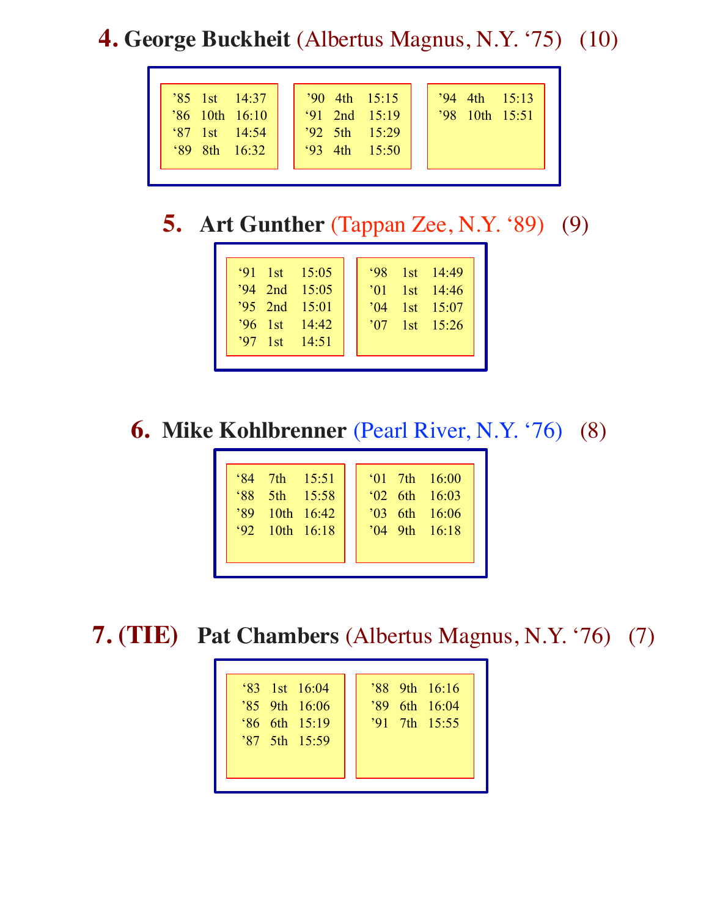## 4. George Buckheit (Albertus Magnus, N.Y. ‘75) (10)

| | | |
|---|---|---|
| ’85 | 1st | 14:37 |
| ’86 | 10th | 16:10 |
| ‘87 | 1st | 14:54 |
| ‘89 | 8th | 16:32 |
| ’90 | 4th | 15:15 |
| ‘91 | 2nd | 15:19 |
| ‘92 | 5th | 15:29 |
| ‘93 | 4th | 15:50 |
| ’94 | 4th | 15:13 |
| ’98 | 10th | 15:51 |

## 5. Art Gunther (Tappan Zee, N.Y. ‘89) (9)

| | | |
|---|---|---|
| ‘91 | 1st | 15:05 |
| ’94 | 2nd | 15:05 |
| ’95 | 2nd | 15:01 |
| ’96 | 1st | 14:42 |
| ’97 | 1st | 14:51 |
| ‘98 | 1st | 14:49 |
| ’01 | 1st | 14:46 |
| ’04 | 1st | 15:07 |
| ’07 | 1st | 15:26 |

## 6. Mike Kohlbrenner (Pearl River, N.Y. ‘76) (8)

| | | |
|---|---|---|
| ‘84 | 7th | 15:51 |
| ‘88 | 5th | 15:58 |
| ’89 | 10th | 16:42 |
| ‘92 | 10th | 16:18 |
| ‘01 | 7th | 16:00 |
| ‘02 | 6th | 16:03 |
| ’03 | 6th | 16:06 |
| ’04 | 9th | 16:18 |

## 7. (TIE) Pat Chambers (Albertus Magnus, N.Y. ‘76) (7)

| | | |
|---|---|---|
| ‘83 | 1st | 16:04 |
| ’85 | 9th | 16:06 |
| ‘86 | 6th | 15:19 |
| ’87 | 5th | 15:59 |
| ’88 | 9th | 16:16 |
| ’89 | 6th | 16:04 |
| ’91 | 7th | 15:55 |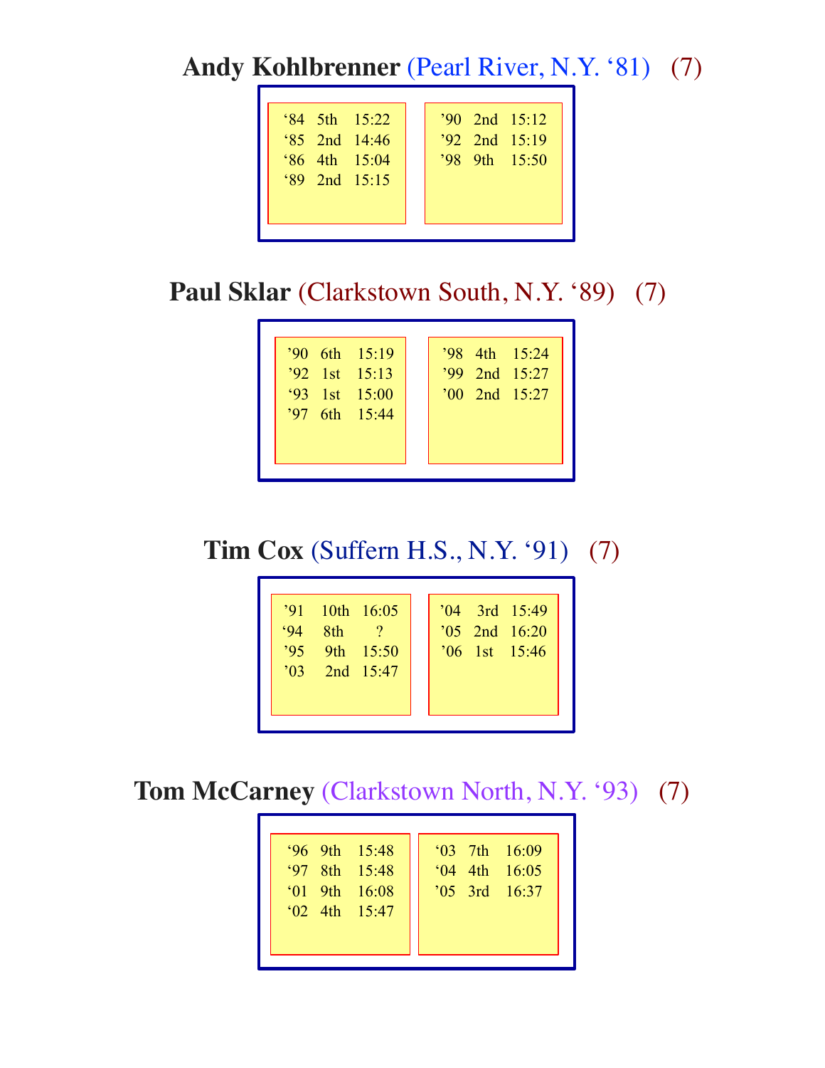**Andy Kohlbrenner** (Pearl River, N.Y. ‘81) (7)

| | | | | | |
|---|---|---|---|---|---|
| ‘84 | 5th | 15:22 | ’90 | 2nd | 15:12 |
| ‘85 | 2nd | 14:46 | ’92 | 2nd | 15:19 |
| ‘86 | 4th | 15:04 | ’98 | 9th | 15:50 |
| ‘89 | 2nd | 15:15 | | | |

**Paul Sklar** (Clarkstown South, N.Y. ‘89) (7)

| | | | | | |
|---|---|---|---|---|---|
| ’90 | 6th | 15:19 | ’98 | 4th | 15:24 |
| ’92 | 1st | 15:13 | ’99 | 2nd | 15:27 |
| ‘93 | 1st | 15:00 | ’00 | 2nd | 15:27 |
| ‘97 | 6th | 15:44 | | | |

**Tim Cox** (Suffern H.S., N.Y. ‘91) (7)

| | | | | | |
|---|---|---|---|---|---|
| ’91 | 10th | 16:05 | ’04 | 3rd | 15:49 |
| ‘94 | 8th | ? | ’05 | 2nd | 16:20 |
| ’95 | 9th | 15:50 | ’06 | 1st | 15:46 |
| ’03 | 2nd | 15:47 | | | |

**Tom McCarney** (Clarkstown North, N.Y. ‘93) (7)

| | | | | | |
|---|---|---|---|---|---|
| ‘96 | 9th | 15:48 | ‘03 | 7th | 16:09 |
| ‘97 | 8th | 15:48 | ‘04 | 4th | 16:05 |
| ‘01 | 9th | 16:08 | ’05 | 3rd | 16:37 |
| ‘02 | 4th | 15:47 | | | |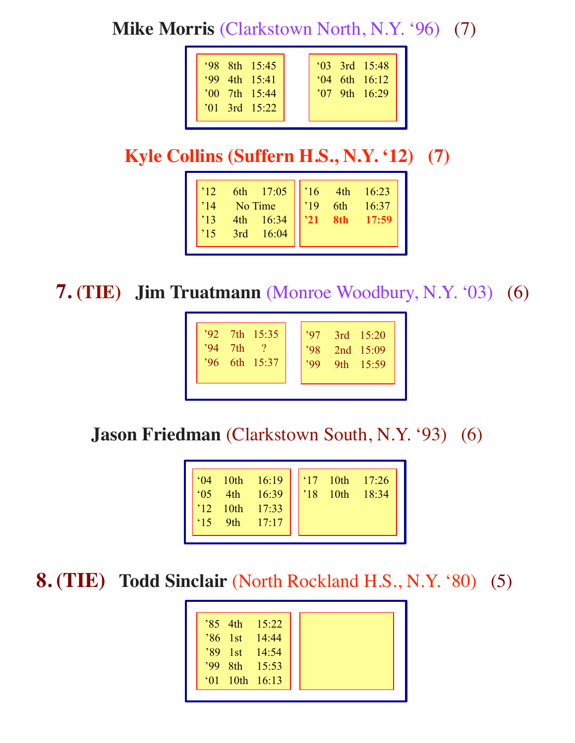**Mike Morris** (Clarkstown North, N.Y. '96) (7)

| | | |
|---|---|---|
| '98 | 8th | 15:45 |
| '99 | 4th | 15:41 |
| '00 | 7th | 15:44 |
| '01 | 3rd | 15:22 |
| '03 | 3rd | 15:48 |
| '04 | 6th | 16:12 |
| '07 | 9th | 16:29 |

**Kyle Collins (Suffern H.S., N.Y. '12) (7)**

| | | |
|---|---|---|
| '12 | 6th | 17:05 |
| '14 | No Time | |
| '13 | 4th | 16:34 |
| '15 | 3rd | 16:04 |
| '16 | 4th | 16:23 |
| '19 | 6th | 16:37 |
| **'21** | **8th** | **17:59** |

## 7. (TIE) Jim Truatmann (Monroe Woodbury, N.Y. '03) (6)

| | | |
|---|---|---|
| '92 | 7th | 15:35 |
| '94 | 7th | ? |
| '96 | 6th | 15:37 |
| '97 | 3rd | 15:20 |
| '98 | 2nd | 15:09 |
| '99 | 9th | 15:59 |

**Jason Friedman** (Clarkstown South, N.Y. '93) (6)

| | | |
|---|---|---|
| '04 | 10th | 16:19 |
| '05 | 4th | 16:39 |
| '12 | 10th | 17:33 |
| '15 | 9th | 17:17 |
| '17 | 10th | 17:26 |
| '18 | 10th | 18:34 |

## 8. (TIE) Todd Sinclair (North Rockland H.S., N.Y. '80) (5)

| | | |
|---|---|---|
| '85 | 4th | 15:22 |
| '86 | 1st | 14:44 |
| '89 | 1st | 14:54 |
| '99 | 8th | 15:53 |
| '01 | 10th | 16:13 |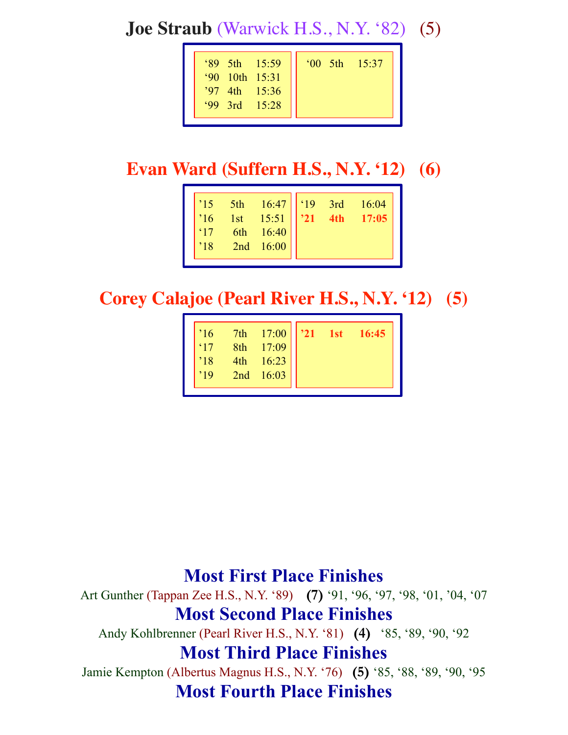## Joe Straub (Warwick H.S., N.Y. '82) (5)

| Year | Place | Time |
|---|---|---|
| '89 | 5th | 15:59 |
| '90 | 10th | 15:31 |
| '97 | 4th | 15:36 |
| '99 | 3rd | 15:28 |
| '00 | 5th | 15:37 |

## Evan Ward (Suffern H.S., N.Y. '12) (6)

| Year | Place | Time |
|---|---|---|
| '15 | 5th | 16:47 |
| '16 | 1st | 15:51 |
| '17 | 6th | 16:40 |
| '18 | 2nd | 16:00 |
| '19 | 3rd | 16:04 |
| **'21** | **4th** | **17:05** |

## Corey Calajoe (Pearl River H.S., N.Y. '12) (5)

| Year | Place | Time |
|---|---|---|
| '16 | 7th | 17:00 |
| '17 | 8th | 17:09 |
| '18 | 4th | 16:23 |
| '19 | 2nd | 16:03 |
| **'21** | **1st** | **16:45** |

## Most First Place Finishes

Art Gunther (Tappan Zee H.S., N.Y. '89) **(7)** '91, '96, '97, '98, '01, '04, '07

## Most Second Place Finishes

Andy Kohlbrenner (Pearl River H.S., N.Y. '81) **(4)** '85, '89, '90, '92

## Most Third Place Finishes

Jamie Kempton (Albertus Magnus H.S., N.Y. '76) **(5)** '85, '88, '89, '90, '95

## Most Fourth Place Finishes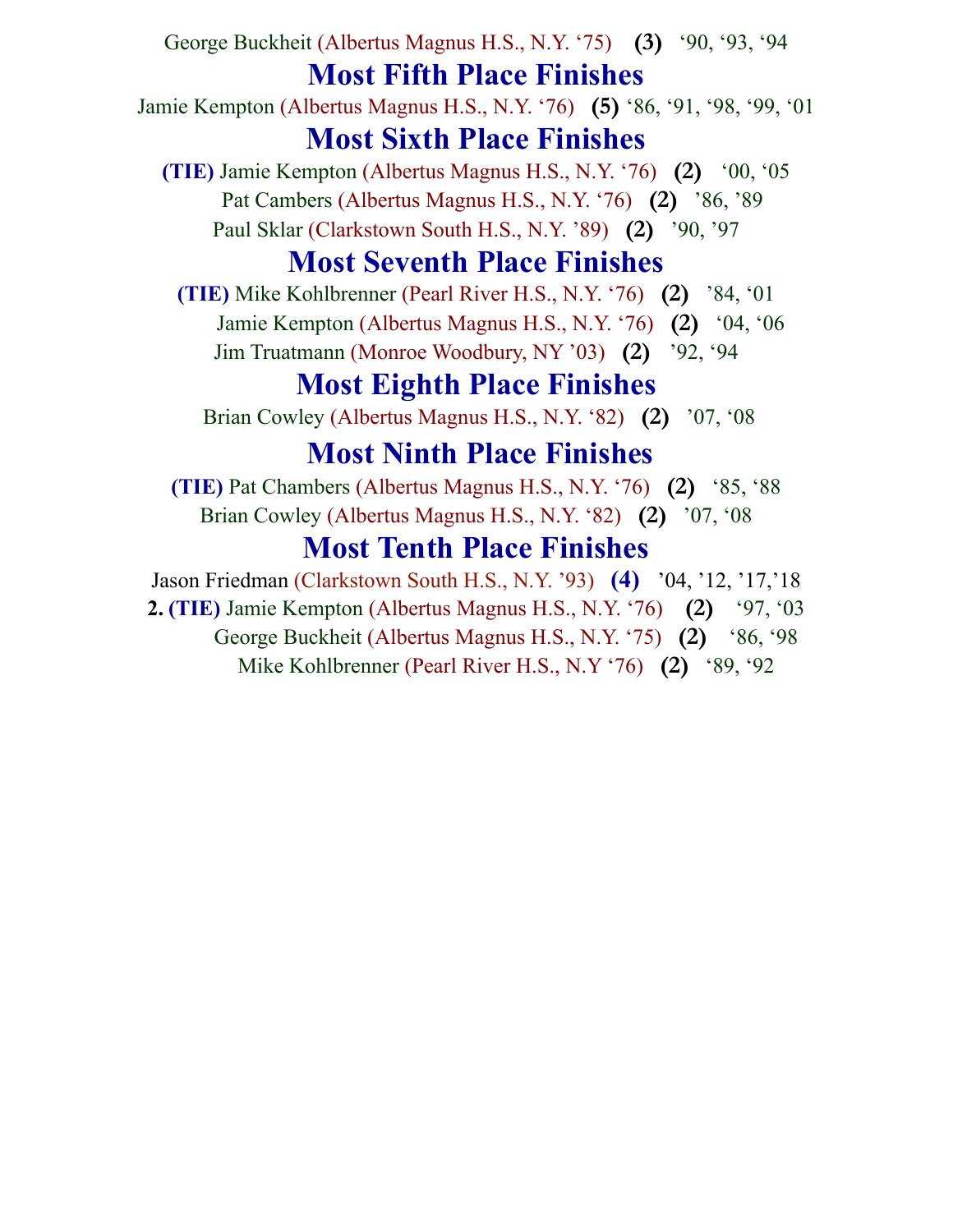George Buckheit (Albertus Magnus H.S., N.Y. '75) **(3)** '90, '93, '94

## Most Fifth Place Finishes

Jamie Kempton (Albertus Magnus H.S., N.Y. '76) **(5)** '86, '91, '98, '99, '01

## Most Sixth Place Finishes

**(TIE)** Jamie Kempton (Albertus Magnus H.S., N.Y. '76) **(2)** '00, '05

Pat Cambers (Albertus Magnus H.S., N.Y. '76) **(2)** '86, '89

Paul Sklar (Clarkstown South H.S., N.Y. '89) **(2)** '90, '97

## Most Seventh Place Finishes

**(TIE)** Mike Kohlbrenner (Pearl River H.S., N.Y. '76) **(2)** '84, '01

Jamie Kempton (Albertus Magnus H.S., N.Y. '76) **(2)** '04, '06

Jim Truatmann (Monroe Woodbury, NY '03) **(2)** '92, '94

## Most Eighth Place Finishes

Brian Cowley (Albertus Magnus H.S., N.Y. '82) **(2)** '07, '08

## Most Ninth Place Finishes

**(TIE)** Pat Chambers (Albertus Magnus H.S., N.Y. '76) **(2)** '85, '88

Brian Cowley (Albertus Magnus H.S., N.Y. '82) **(2)** '07, '08

## Most Tenth Place Finishes

Jason Friedman (Clarkstown South H.S., N.Y. '93) **(4)** '04, '12, '17,'18

**2. (TIE)** Jamie Kempton (Albertus Magnus H.S., N.Y. '76) **(2)** '97, '03

George Buckheit (Albertus Magnus H.S., N.Y. '75) **(2)** '86, '98

Mike Kohlbrenner (Pearl River H.S., N.Y '76) **(2)** '89, '92